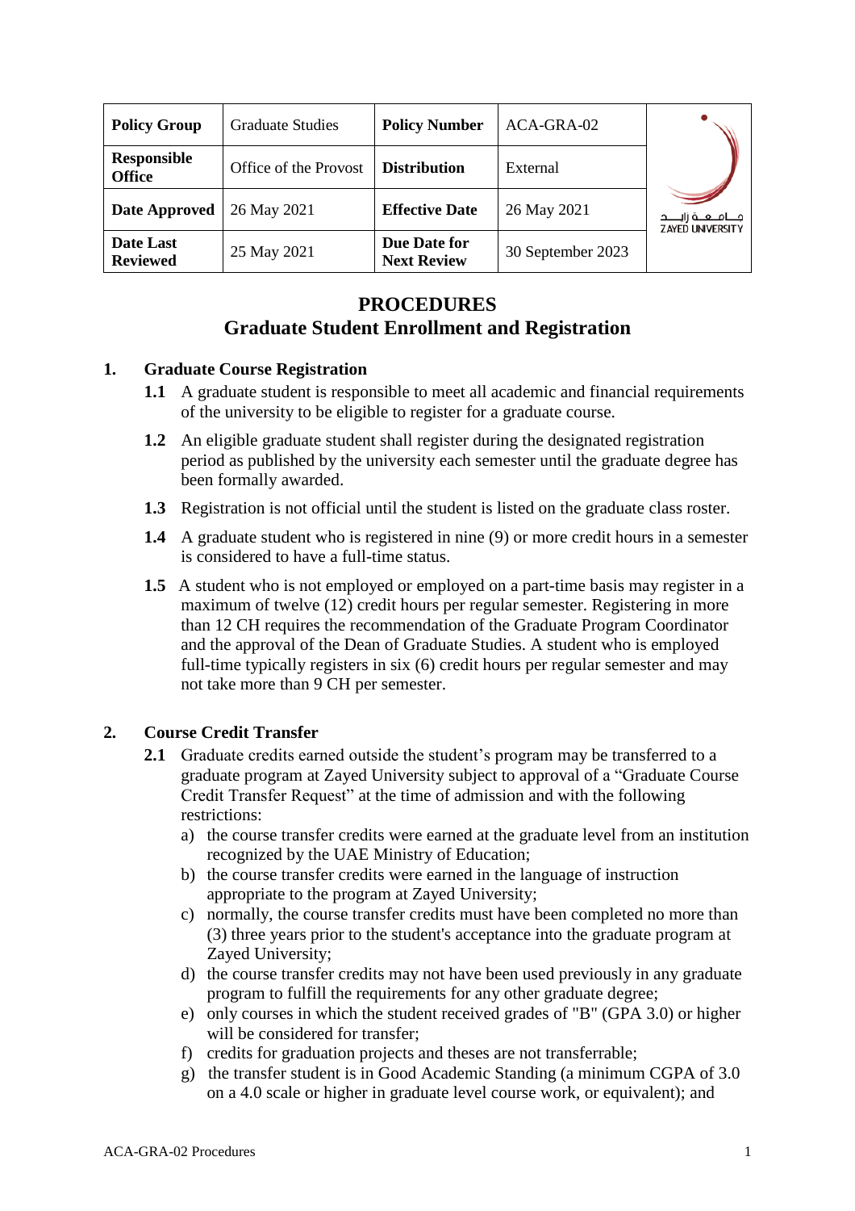| | | | | |
|---|---|---|---|---|
| **Policy Group** | Graduate Studies | **Policy Number** | ACA-GRA-02 | جـامـعـة زايـد ZAYED UNIVERSITY |
| **Responsible Office** | Office of the Provost | **Distribution** | External | |
| **Date Approved** | 26 May 2021 | **Effective Date** | 26 May 2021 | |
| **Date Last Reviewed** | 25 May 2021 | **Due Date for Next Review** | 30 September 2023 | |

# PROCEDURES
# Graduate Student Enrollment and Registration

## 1. Graduate Course Registration

**1.1** A graduate student is responsible to meet all academic and financial requirements of the university to be eligible to register for a graduate course.

**1.2** An eligible graduate student shall register during the designated registration period as published by the university each semester until the graduate degree has been formally awarded.

**1.3** Registration is not official until the student is listed on the graduate class roster.

**1.4** A graduate student who is registered in nine (9) or more credit hours in a semester is considered to have a full-time status.

**1.5** A student who is not employed or employed on a part-time basis may register in a maximum of twelve (12) credit hours per regular semester. Registering in more than 12 CH requires the recommendation of the Graduate Program Coordinator and the approval of the Dean of Graduate Studies. A student who is employed full-time typically registers in six (6) credit hours per regular semester and may not take more than 9 CH per semester.

## 2. Course Credit Transfer

**2.1** Graduate credits earned outside the student's program may be transferred to a graduate program at Zayed University subject to approval of a "Graduate Course Credit Transfer Request" at the time of admission and with the following restrictions:

a) the course transfer credits were earned at the graduate level from an institution recognized by the UAE Ministry of Education;

b) the course transfer credits were earned in the language of instruction appropriate to the program at Zayed University;

c) normally, the course transfer credits must have been completed no more than (3) three years prior to the student's acceptance into the graduate program at Zayed University;

d) the course transfer credits may not have been used previously in any graduate program to fulfill the requirements for any other graduate degree;

e) only courses in which the student received grades of "B" (GPA 3.0) or higher will be considered for transfer;

f) credits for graduation projects and theses are not transferrable;

g) the transfer student is in Good Academic Standing (a minimum CGPA of 3.0 on a 4.0 scale or higher in graduate level course work, or equivalent); and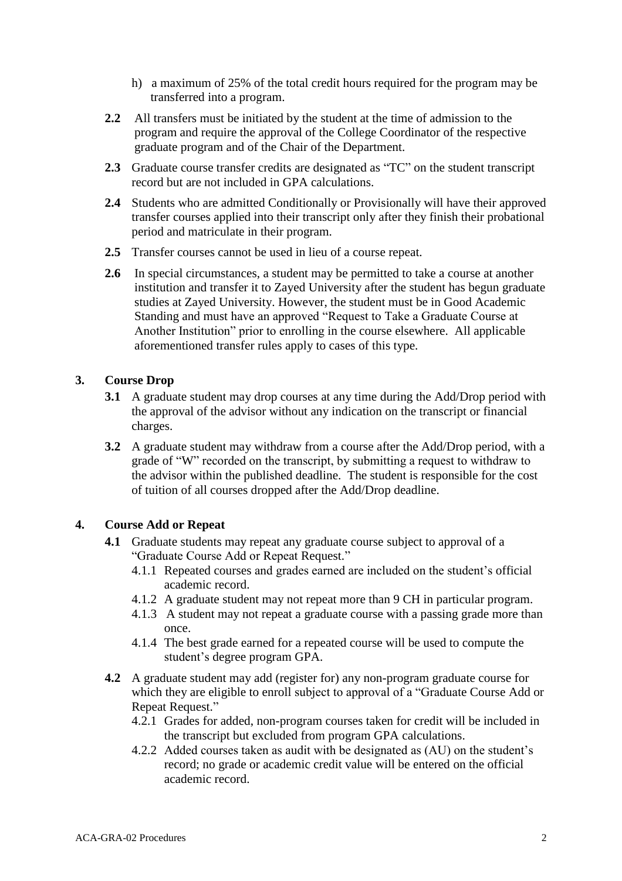h) a maximum of 25% of the total credit hours required for the program may be transferred into a program.

**2.2** All transfers must be initiated by the student at the time of admission to the program and require the approval of the College Coordinator of the respective graduate program and of the Chair of the Department.

**2.3** Graduate course transfer credits are designated as "TC" on the student transcript record but are not included in GPA calculations.

**2.4** Students who are admitted Conditionally or Provisionally will have their approved transfer courses applied into their transcript only after they finish their probational period and matriculate in their program.

**2.5** Transfer courses cannot be used in lieu of a course repeat.

**2.6** In special circumstances, a student may be permitted to take a course at another institution and transfer it to Zayed University after the student has begun graduate studies at Zayed University. However, the student must be in Good Academic Standing and must have an approved "Request to Take a Graduate Course at Another Institution" prior to enrolling in the course elsewhere. All applicable aforementioned transfer rules apply to cases of this type.

## 3. Course Drop

**3.1** A graduate student may drop courses at any time during the Add/Drop period with the approval of the advisor without any indication on the transcript or financial charges.

**3.2** A graduate student may withdraw from a course after the Add/Drop period, with a grade of "W" recorded on the transcript, by submitting a request to withdraw to the advisor within the published deadline. The student is responsible for the cost of tuition of all courses dropped after the Add/Drop deadline.

## 4. Course Add or Repeat

**4.1** Graduate students may repeat any graduate course subject to approval of a "Graduate Course Add or Repeat Request."

4.1.1 Repeated courses and grades earned are included on the student's official academic record.

4.1.2 A graduate student may not repeat more than 9 CH in particular program.

4.1.3 A student may not repeat a graduate course with a passing grade more than once.

4.1.4 The best grade earned for a repeated course will be used to compute the student's degree program GPA.

**4.2** A graduate student may add (register for) any non-program graduate course for which they are eligible to enroll subject to approval of a "Graduate Course Add or Repeat Request."

4.2.1 Grades for added, non-program courses taken for credit will be included in the transcript but excluded from program GPA calculations.

4.2.2 Added courses taken as audit with be designated as (AU) on the student's record; no grade or academic credit value will be entered on the official academic record.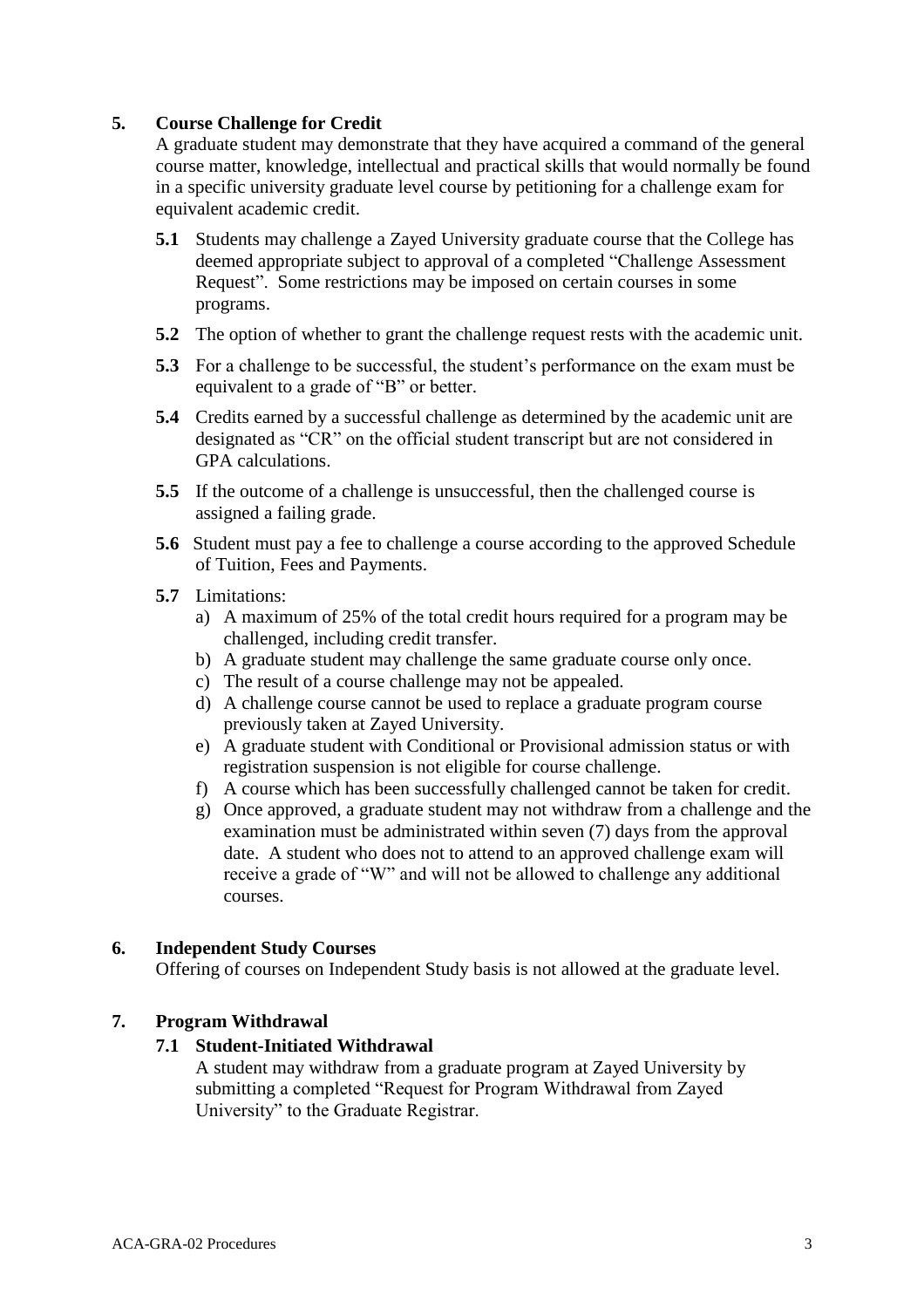## 5. Course Challenge for Credit

A graduate student may demonstrate that they have acquired a command of the general course matter, knowledge, intellectual and practical skills that would normally be found in a specific university graduate level course by petitioning for a challenge exam for equivalent academic credit.

**5.1** Students may challenge a Zayed University graduate course that the College has deemed appropriate subject to approval of a completed "Challenge Assessment Request". Some restrictions may be imposed on certain courses in some programs.

**5.2** The option of whether to grant the challenge request rests with the academic unit.

**5.3** For a challenge to be successful, the student's performance on the exam must be equivalent to a grade of "B" or better.

**5.4** Credits earned by a successful challenge as determined by the academic unit are designated as "CR" on the official student transcript but are not considered in GPA calculations.

**5.5** If the outcome of a challenge is unsuccessful, then the challenged course is assigned a failing grade.

**5.6** Student must pay a fee to challenge a course according to the approved Schedule of Tuition, Fees and Payments.

**5.7** Limitations:

a) A maximum of 25% of the total credit hours required for a program may be challenged, including credit transfer.
b) A graduate student may challenge the same graduate course only once.
c) The result of a course challenge may not be appealed.
d) A challenge course cannot be used to replace a graduate program course previously taken at Zayed University.
e) A graduate student with Conditional or Provisional admission status or with registration suspension is not eligible for course challenge.
f) A course which has been successfully challenged cannot be taken for credit.
g) Once approved, a graduate student may not withdraw from a challenge and the examination must be administrated within seven (7) days from the approval date. A student who does not to attend to an approved challenge exam will receive a grade of "W" and will not be allowed to challenge any additional courses.

## 6. Independent Study Courses

Offering of courses on Independent Study basis is not allowed at the graduate level.

## 7. Program Withdrawal

### 7.1 Student-Initiated Withdrawal

A student may withdraw from a graduate program at Zayed University by submitting a completed "Request for Program Withdrawal from Zayed University" to the Graduate Registrar.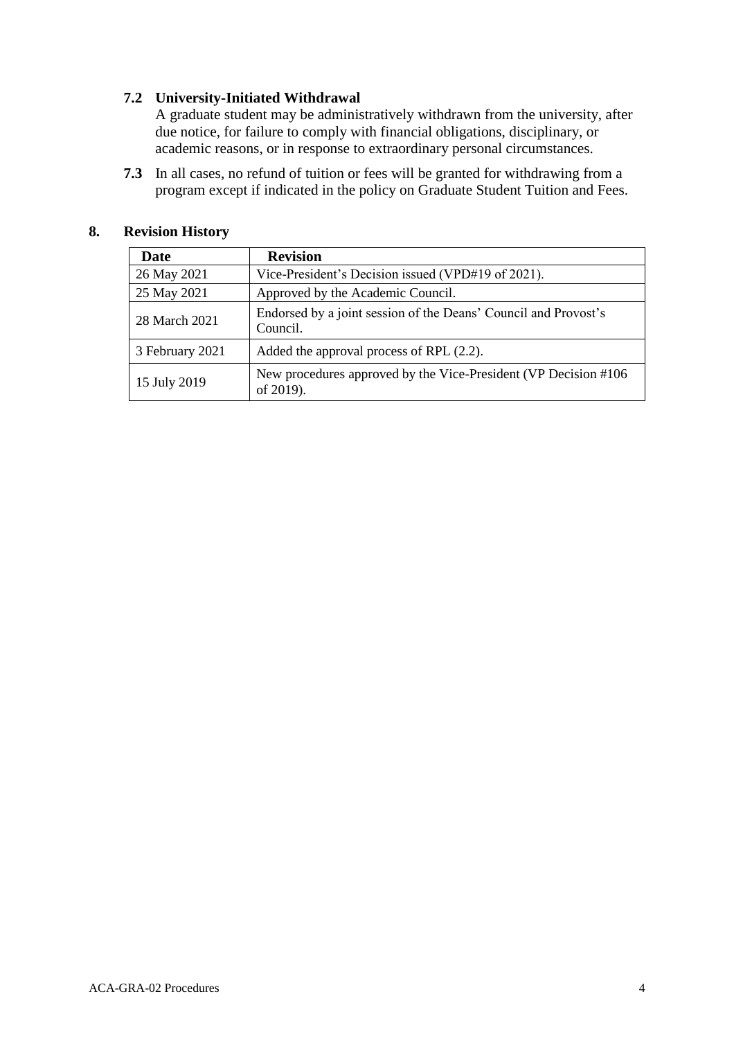### 7.2 University-Initiated Withdrawal

A graduate student may be administratively withdrawn from the university, after due notice, for failure to comply with financial obligations, disciplinary, or academic reasons, or in response to extraordinary personal circumstances.

**7.3** In all cases, no refund of tuition or fees will be granted for withdrawing from a program except if indicated in the policy on Graduate Student Tuition and Fees.

## 8. Revision History

| Date | Revision |
|---|---|
| 26 May 2021 | Vice-President's Decision issued (VPD#19 of 2021). |
| 25 May 2021 | Approved by the Academic Council. |
| 28 March 2021 | Endorsed by a joint session of the Deans' Council and Provost's Council. |
| 3 February 2021 | Added the approval process of RPL (2.2). |
| 15 July 2019 | New procedures approved by the Vice-President (VP Decision #106 of 2019). |